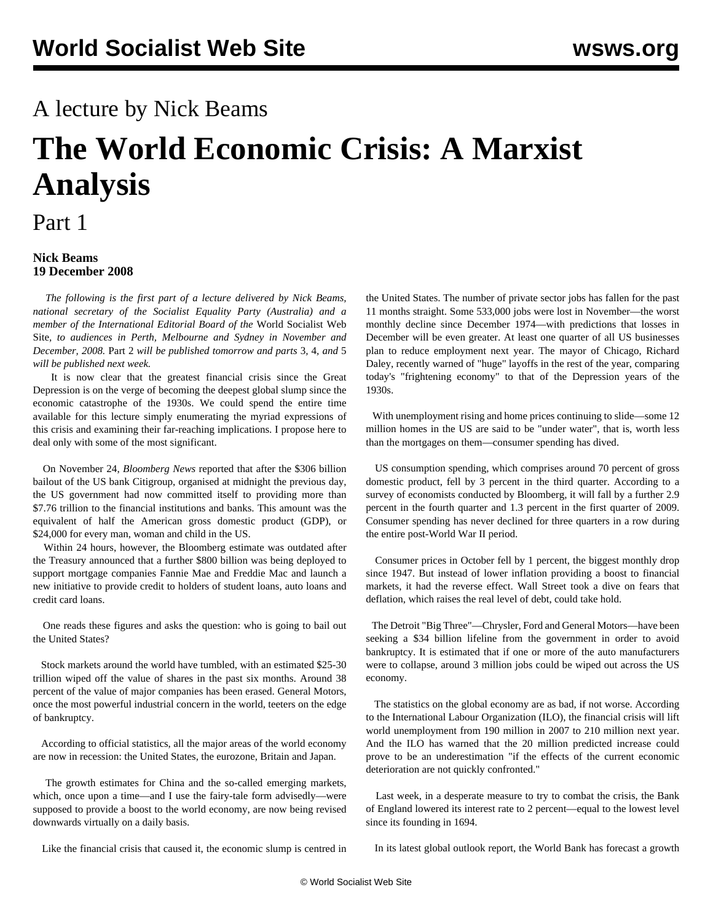# A lecture by Nick Beams

# The World Economic Crisis: A Marxist Analysis

## Part 1

**Nick Beams**
**19 December 2008**

*The following is the first part of a lecture delivered by Nick Beams, national secretary of the Socialist Equality Party (Australia) and a member of the International Editorial Board of the* World Socialist Web Site, *to audiences in Perth, Melbourne and Sydney in November and December, 2008.* Part 2 *will be published tomorrow and parts* 3, 4, *and* 5 *will be published next week.*

It is now clear that the greatest financial crisis since the Great Depression is on the verge of becoming the deepest global slump since the economic catastrophe of the 1930s. We could spend the entire time available for this lecture simply enumerating the myriad expressions of this crisis and examining their far-reaching implications. I propose here to deal only with some of the most significant.

On November 24, *Bloomberg News* reported that after the $306 billion bailout of the US bank Citigroup, organised at midnight the previous day, the US government had now committed itself to providing more than $7.76 trillion to the financial institutions and banks. This amount was the equivalent of half the American gross domestic product (GDP), or $24,000 for every man, woman and child in the US.

Within 24 hours, however, the Bloomberg estimate was outdated after the Treasury announced that a further $800 billion was being deployed to support mortgage companies Fannie Mae and Freddie Mac and launch a new initiative to provide credit to holders of student loans, auto loans and credit card loans.

One reads these figures and asks the question: who is going to bail out the United States?

Stock markets around the world have tumbled, with an estimated $25-30 trillion wiped off the value of shares in the past six months. Around 38 percent of the value of major companies has been erased. General Motors, once the most powerful industrial concern in the world, teeters on the edge of bankruptcy.

According to official statistics, all the major areas of the world economy are now in recession: the United States, the eurozone, Britain and Japan.

The growth estimates for China and the so-called emerging markets, which, once upon a time—and I use the fairy-tale form advisedly—were supposed to provide a boost to the world economy, are now being revised downwards virtually on a daily basis.

Like the financial crisis that caused it, the economic slump is centred in the United States. The number of private sector jobs has fallen for the past 11 months straight. Some 533,000 jobs were lost in November—the worst monthly decline since December 1974—with predictions that losses in December will be even greater. At least one quarter of all US businesses plan to reduce employment next year. The mayor of Chicago, Richard Daley, recently warned of "huge" layoffs in the rest of the year, comparing today's "frightening economy" to that of the Depression years of the 1930s.

With unemployment rising and home prices continuing to slide—some 12 million homes in the US are said to be "under water", that is, worth less than the mortgages on them—consumer spending has dived.

US consumption spending, which comprises around 70 percent of gross domestic product, fell by 3 percent in the third quarter. According to a survey of economists conducted by Bloomberg, it will fall by a further 2.9 percent in the fourth quarter and 1.3 percent in the first quarter of 2009. Consumer spending has never declined for three quarters in a row during the entire post-World War II period.

Consumer prices in October fell by 1 percent, the biggest monthly drop since 1947. But instead of lower inflation providing a boost to financial markets, it had the reverse effect. Wall Street took a dive on fears that deflation, which raises the real level of debt, could take hold.

The Detroit "Big Three"—Chrysler, Ford and General Motors—have been seeking a $34 billion lifeline from the government in order to avoid bankruptcy. It is estimated that if one or more of the auto manufacturers were to collapse, around 3 million jobs could be wiped out across the US economy.

The statistics on the global economy are as bad, if not worse. According to the International Labour Organization (ILO), the financial crisis will lift world unemployment from 190 million in 2007 to 210 million next year. And the ILO has warned that the 20 million predicted increase could prove to be an underestimation "if the effects of the current economic deterioration are not quickly confronted."

Last week, in a desperate measure to try to combat the crisis, the Bank of England lowered its interest rate to 2 percent—equal to the lowest level since its founding in 1694.

In its latest global outlook report, the World Bank has forecast a growth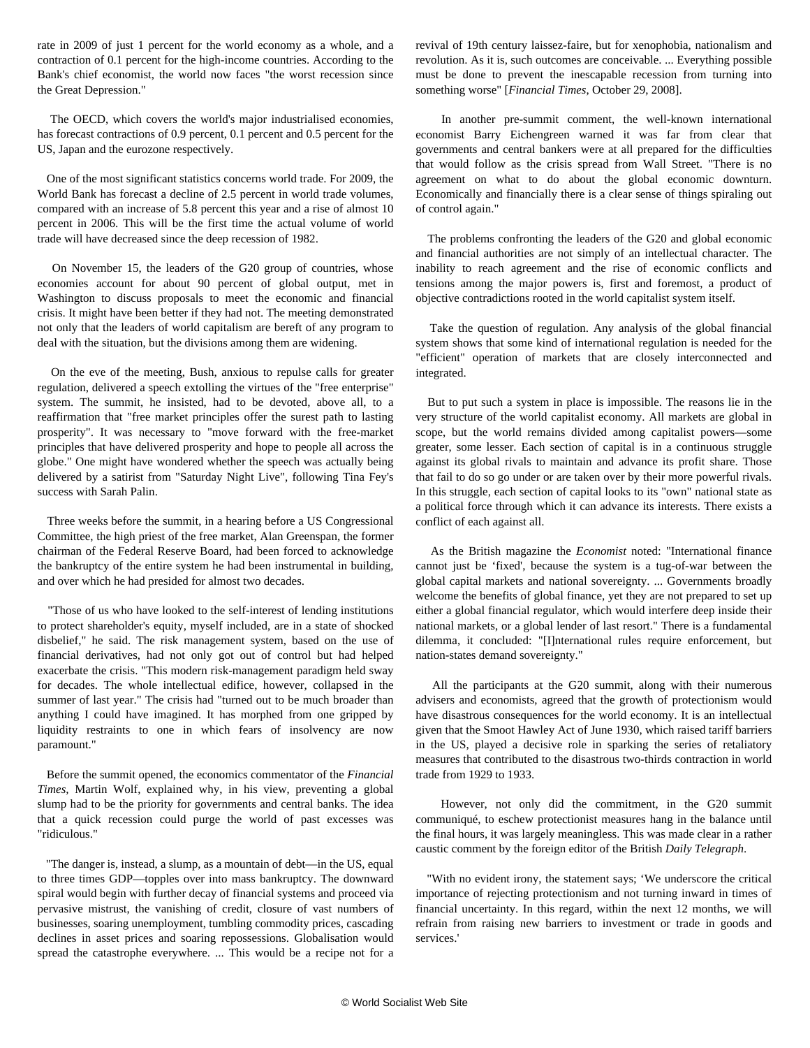rate in 2009 of just 1 percent for the world economy as a whole, and a contraction of 0.1 percent for the high-income countries. According to the Bank's chief economist, the world now faces "the worst recession since the Great Depression."

The OECD, which covers the world's major industrialised economies, has forecast contractions of 0.9 percent, 0.1 percent and 0.5 percent for the US, Japan and the eurozone respectively.

One of the most significant statistics concerns world trade. For 2009, the World Bank has forecast a decline of 2.5 percent in world trade volumes, compared with an increase of 5.8 percent this year and a rise of almost 10 percent in 2006. This will be the first time the actual volume of world trade will have decreased since the deep recession of 1982.

On November 15, the leaders of the G20 group of countries, whose economies account for about 90 percent of global output, met in Washington to discuss proposals to meet the economic and financial crisis. It might have been better if they had not. The meeting demonstrated not only that the leaders of world capitalism are bereft of any program to deal with the situation, but the divisions among them are widening.

On the eve of the meeting, Bush, anxious to repulse calls for greater regulation, delivered a speech extolling the virtues of the "free enterprise" system. The summit, he insisted, had to be devoted, above all, to a reaffirmation that "free market principles offer the surest path to lasting prosperity". It was necessary to "move forward with the free-market principles that have delivered prosperity and hope to people all across the globe." One might have wondered whether the speech was actually being delivered by a satirist from "Saturday Night Live", following Tina Fey's success with Sarah Palin.

Three weeks before the summit, in a hearing before a US Congressional Committee, the high priest of the free market, Alan Greenspan, the former chairman of the Federal Reserve Board, had been forced to acknowledge the bankruptcy of the entire system he had been instrumental in building, and over which he had presided for almost two decades.

"Those of us who have looked to the self-interest of lending institutions to protect shareholder's equity, myself included, are in a state of shocked disbelief," he said. The risk management system, based on the use of financial derivatives, had not only got out of control but had helped exacerbate the crisis. "This modern risk-management paradigm held sway for decades. The whole intellectual edifice, however, collapsed in the summer of last year." The crisis had "turned out to be much broader than anything I could have imagined. It has morphed from one gripped by liquidity restraints to one in which fears of insolvency are now paramount."

Before the summit opened, the economics commentator of the *Financial Times*, Martin Wolf, explained why, in his view, preventing a global slump had to be the priority for governments and central banks. The idea that a quick recession could purge the world of past excesses was "ridiculous."

"The danger is, instead, a slump, as a mountain of debt—in the US, equal to three times GDP—topples over into mass bankruptcy. The downward spiral would begin with further decay of financial systems and proceed via pervasive mistrust, the vanishing of credit, closure of vast numbers of businesses, soaring unemployment, tumbling commodity prices, cascading declines in asset prices and soaring repossessions. Globalisation would spread the catastrophe everywhere. ... This would be a recipe not for a revival of 19th century laissez-faire, but for xenophobia, nationalism and revolution. As it is, such outcomes are conceivable. ... Everything possible must be done to prevent the inescapable recession from turning into something worse" [*Financial Times*, October 29, 2008].

In another pre-summit comment, the well-known international economist Barry Eichengreen warned it was far from clear that governments and central bankers were at all prepared for the difficulties that would follow as the crisis spread from Wall Street. "There is no agreement on what to do about the global economic downturn. Economically and financially there is a clear sense of things spiraling out of control again."

The problems confronting the leaders of the G20 and global economic and financial authorities are not simply of an intellectual character. The inability to reach agreement and the rise of economic conflicts and tensions among the major powers is, first and foremost, a product of objective contradictions rooted in the world capitalist system itself.

Take the question of regulation. Any analysis of the global financial system shows that some kind of international regulation is needed for the "efficient" operation of markets that are closely interconnected and integrated.

But to put such a system in place is impossible. The reasons lie in the very structure of the world capitalist economy. All markets are global in scope, but the world remains divided among capitalist powers—some greater, some lesser. Each section of capital is in a continuous struggle against its global rivals to maintain and advance its profit share. Those that fail to do so go under or are taken over by their more powerful rivals. In this struggle, each section of capital looks to its "own" national state as a political force through which it can advance its interests. There exists a conflict of each against all.

As the British magazine the *Economist* noted: "International finance cannot just be 'fixed', because the system is a tug-of-war between the global capital markets and national sovereignty. ... Governments broadly welcome the benefits of global finance, yet they are not prepared to set up either a global financial regulator, which would interfere deep inside their national markets, or a global lender of last resort." There is a fundamental dilemma, it concluded: "[I]nternational rules require enforcement, but nation-states demand sovereignty."

All the participants at the G20 summit, along with their numerous advisers and economists, agreed that the growth of protectionism would have disastrous consequences for the world economy. It is an intellectual given that the Smoot Hawley Act of June 1930, which raised tariff barriers in the US, played a decisive role in sparking the series of retaliatory measures that contributed to the disastrous two-thirds contraction in world trade from 1929 to 1933.

However, not only did the commitment, in the G20 summit communiqué, to eschew protectionist measures hang in the balance until the final hours, it was largely meaningless. This was made clear in a rather caustic comment by the foreign editor of the British *Daily Telegraph*.

"With no evident irony, the statement says; 'We underscore the critical importance of rejecting protectionism and not turning inward in times of financial uncertainty. In this regard, within the next 12 months, we will refrain from raising new barriers to investment or trade in goods and services.'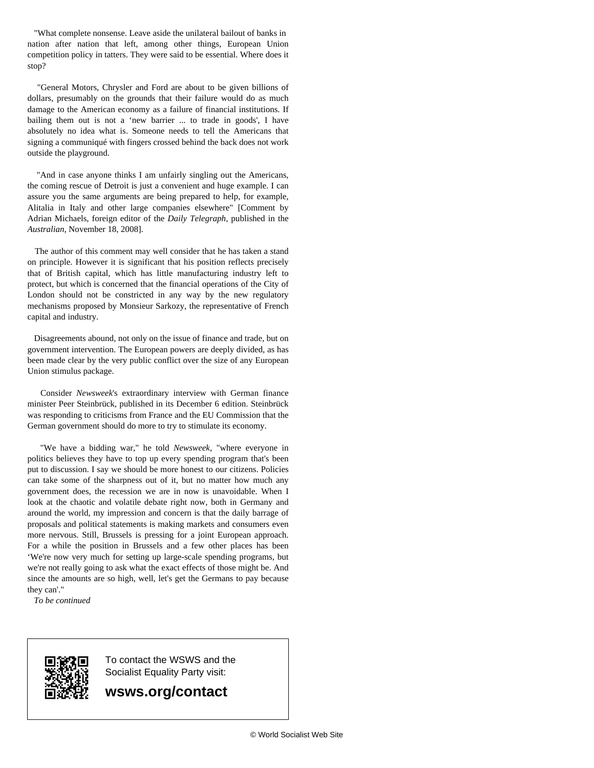"What complete nonsense. Leave aside the unilateral bailout of banks in nation after nation that left, among other things, European Union competition policy in tatters. They were said to be essential. Where does it stop?

"General Motors, Chrysler and Ford are about to be given billions of dollars, presumably on the grounds that their failure would do as much damage to the American economy as a failure of financial institutions. If bailing them out is not a 'new barrier ... to trade in goods', I have absolutely no idea what is. Someone needs to tell the Americans that signing a communiqué with fingers crossed behind the back does not work outside the playground.

"And in case anyone thinks I am unfairly singling out the Americans, the coming rescue of Detroit is just a convenient and huge example. I can assure you the same arguments are being prepared to help, for example, Alitalia in Italy and other large companies elsewhere" [Comment by Adrian Michaels, foreign editor of the *Daily Telegraph*, published in the *Australian*, November 18, 2008].

The author of this comment may well consider that he has taken a stand on principle. However it is significant that his position reflects precisely that of British capital, which has little manufacturing industry left to protect, but which is concerned that the financial operations of the City of London should not be constricted in any way by the new regulatory mechanisms proposed by Monsieur Sarkozy, the representative of French capital and industry.

Disagreements abound, not only on the issue of finance and trade, but on government intervention. The European powers are deeply divided, as has been made clear by the very public conflict over the size of any European Union stimulus package.

Consider *Newsweek*'s extraordinary interview with German finance minister Peer Steinbrück, published in its December 6 edition. Steinbrück was responding to criticisms from France and the EU Commission that the German government should do more to try to stimulate its economy.

"We have a bidding war," he told *Newsweek*, "where everyone in politics believes they have to top up every spending program that's been put to discussion. I say we should be more honest to our citizens. Policies can take some of the sharpness out of it, but no matter how much any government does, the recession we are in now is unavoidable. When I look at the chaotic and volatile debate right now, both in Germany and around the world, my impression and concern is that the daily barrage of proposals and political statements is making markets and consumers even more nervous. Still, Brussels is pressing for a joint European approach. For a while the position in Brussels and a few other places has been 'We're now very much for setting up large-scale spending programs, but we're not really going to ask what the exact effects of those might be. And since the amounts are so high, well, let's get the Germans to pay because they can'."

*To be continued*

To contact the WSWS and the Socialist Equality Party visit:

**wsws.org/contact**